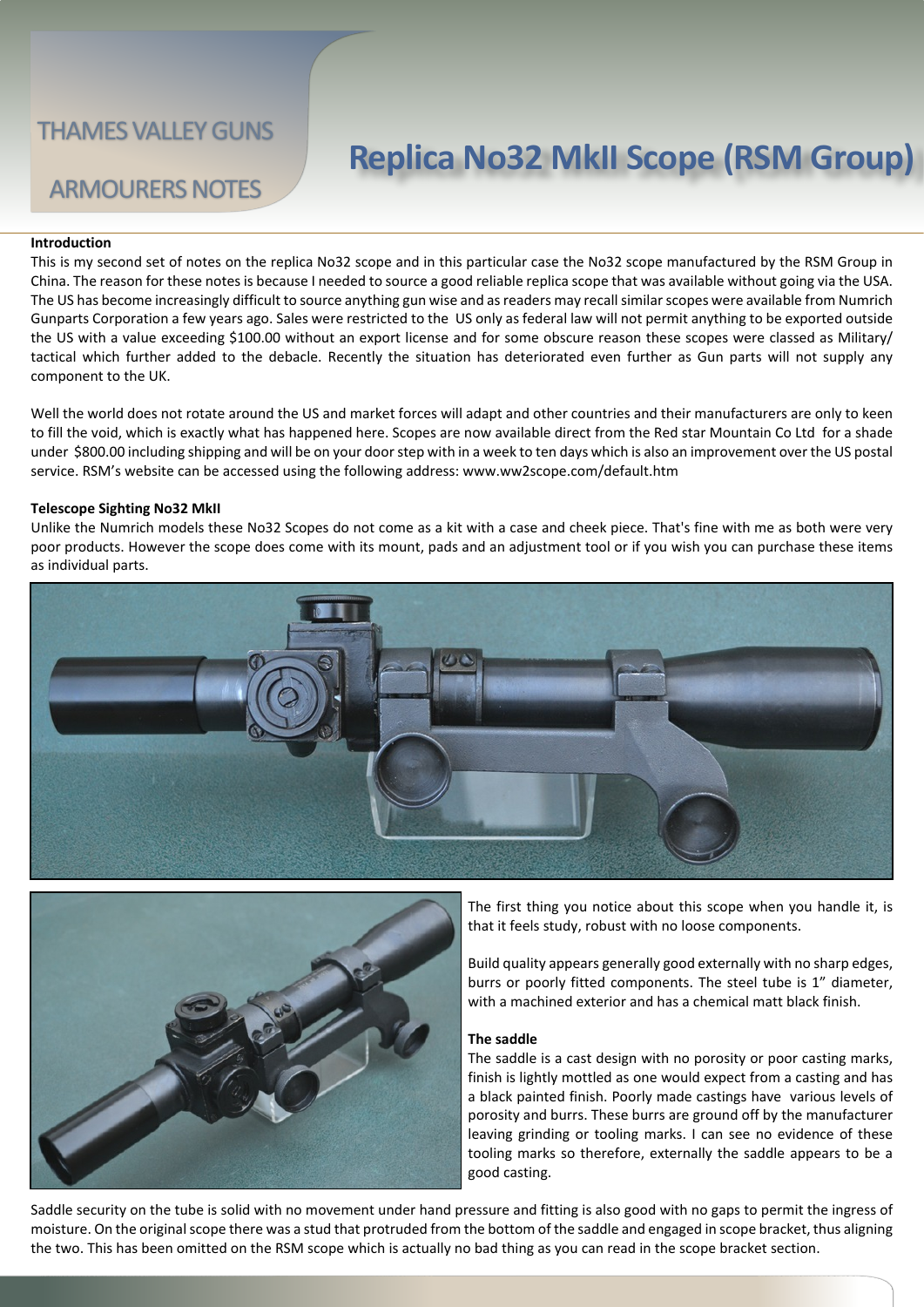THAMES VALLEY GUNS

ARMOURERS NOTES

# Replica No32 MkII Scope (RSM Group)

**Introduction**

This is my second set of notes on the replica No32 scope and in this particular case the No32 scope manufactured by the RSM Group in China. The reason for these notes is because I needed to source a good reliable replica scope that was available without going via the USA. The US has become increasingly difficult to source anything gun wise and as readers may recall similar scopes were available from Numrich Gunparts Corporation a few years ago. Sales were restricted to the US only as federal law will not permit anything to be exported outside the US with a value exceeding $100.00 without an export license and for some obscure reason these scopes were classed as Military/ tactical which further added to the debacle. Recently the situation has deteriorated even further as Gun parts will not supply any component to the UK.

Well the world does not rotate around the US and market forces will adapt and other countries and their manufacturers are only to keen to fill the void, which is exactly what has happened here. Scopes are now available direct from the Red star Mountain Co Ltd for a shade under $800.00 including shipping and will be on your door step with in a week to ten days which is also an improvement over the US postal service. RSM's website can be accessed using the following address: www.ww2scope.com/default.htm

**Telescope Sighting No32 MkII**

Unlike the Numrich models these No32 Scopes do not come as a kit with a case and cheek piece. That's fine with me as both were very poor products. However the scope does come with its mount, pads and an adjustment tool or if you wish you can purchase these items as individual parts.

The first thing you notice about this scope when you handle it, is that it feels study, robust with no loose components.

Build quality appears generally good externally with no sharp edges, burrs or poorly fitted components. The steel tube is 1" diameter, with a machined exterior and has a chemical matt black finish.

**The saddle**

The saddle is a cast design with no porosity or poor casting marks, finish is lightly mottled as one would expect from a casting and has a black painted finish. Poorly made castings have various levels of porosity and burrs. These burrs are ground off by the manufacturer leaving grinding or tooling marks. I can see no evidence of these tooling marks so therefore, externally the saddle appears to be a good casting.

Saddle security on the tube is solid with no movement under hand pressure and fitting is also good with no gaps to permit the ingress of moisture. On the original scope there was a stud that protruded from the bottom of the saddle and engaged in scope bracket, thus aligning the two. This has been omitted on the RSM scope which is actually no bad thing as you can read in the scope bracket section.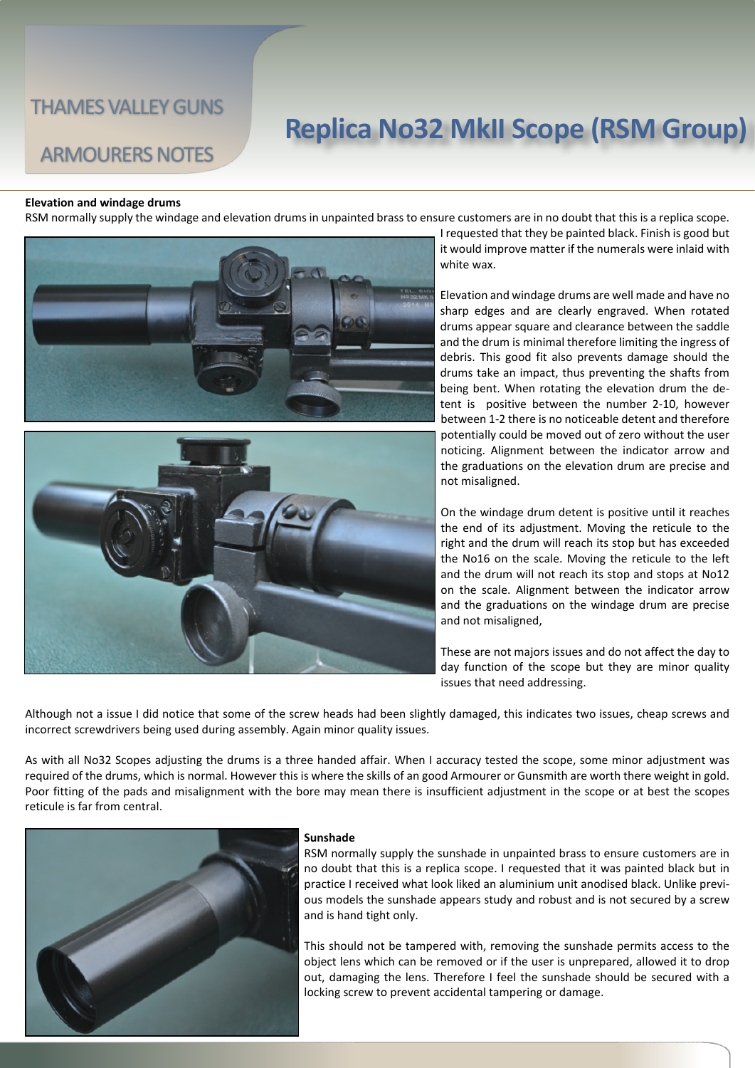# Replica No32 MkII Scope (RSM Group)

### Elevation and windage drums

RSM normally supply the windage and elevation drums in unpainted brass to ensure customers are in no doubt that this is a replica scope. I requested that they be painted black. Finish is good but it would improve matter if the numerals were inlaid with white wax.

Elevation and windage drums are well made and have no sharp edges and are clearly engraved. When rotated drums appear square and clearance between the saddle and the drum is minimal therefore limiting the ingress of debris. This good fit also prevents damage should the drums take an impact, thus preventing the shafts from being bent. When rotating the elevation drum the detent is positive between the number 2-10, however between 1-2 there is no noticeable detent and therefore potentially could be moved out of zero without the user noticing. Alignment between the indicator arrow and the graduations on the elevation drum are precise and not misaligned.

On the windage drum detent is positive until it reaches the end of its adjustment. Moving the reticule to the right and the drum will reach its stop but has exceeded the No16 on the scale. Moving the reticule to the left and the drum will not reach its stop and stops at No12 on the scale. Alignment between the indicator arrow and the graduations on the windage drum are precise and not misaligned,

These are not majors issues and do not affect the day to day function of the scope but they are minor quality issues that need addressing.

Although not a issue I did notice that some of the screw heads had been slightly damaged, this indicates two issues, cheap screws and incorrect screwdrivers being used during assembly. Again minor quality issues.

As with all No32 Scopes adjusting the drums is a three handed affair. When I accuracy tested the scope, some minor adjustment was required of the drums, which is normal. However this is where the skills of an good Armourer or Gunsmith are worth there weight in gold. Poor fitting of the pads and misalignment with the bore may mean there is insufficient adjustment in the scope or at best the scopes reticule is far from central.

### Sunshade

RSM normally supply the sunshade in unpainted brass to ensure customers are in no doubt that this is a replica scope. I requested that it was painted black but in practice I received what look liked an aluminium unit anodised black. Unlike previous models the sunshade appears study and robust and is not secured by a screw and is hand tight only.

This should not be tampered with, removing the sunshade permits access to the object lens which can be removed or if the user is unprepared, allowed it to drop out, damaging the lens. Therefore I feel the sunshade should be secured with a locking screw to prevent accidental tampering or damage.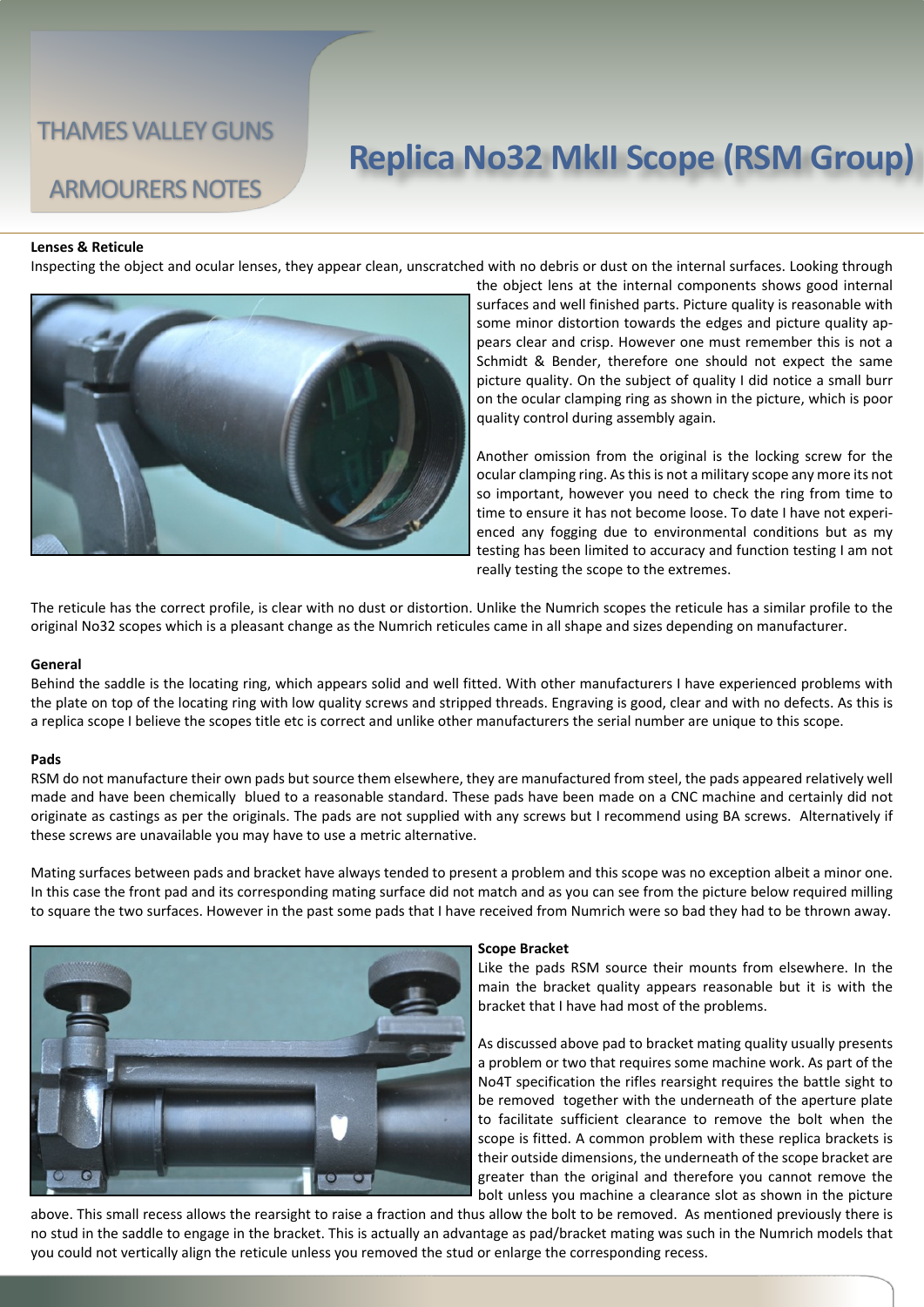THAMES VALLEY GUNS

ARMOURERS NOTES

# Replica No32 MkII Scope (RSM Group)

**Lenses & Reticule**

Inspecting the object and ocular lenses, they appear clean, unscratched with no debris or dust on the internal surfaces. Looking through the object lens at the internal components shows good internal surfaces and well finished parts. Picture quality is reasonable with some minor distortion towards the edges and picture quality appears clear and crisp. However one must remember this is not a Schmidt & Bender, therefore one should not expect the same picture quality. On the subject of quality I did notice a small burr on the ocular clamping ring as shown in the picture, which is poor quality control during assembly again.

Another omission from the original is the locking screw for the ocular clamping ring. As this is not a military scope any more its not so important, however you need to check the ring from time to time to ensure it has not become loose. To date I have not experienced any fogging due to environmental conditions but as my testing has been limited to accuracy and function testing I am not really testing the scope to the extremes.

The reticule has the correct profile, is clear with no dust or distortion. Unlike the Numrich scopes the reticule has a similar profile to the original No32 scopes which is a pleasant change as the Numrich reticules came in all shape and sizes depending on manufacturer.

**General**

Behind the saddle is the locating ring, which appears solid and well fitted. With other manufacturers I have experienced problems with the plate on top of the locating ring with low quality screws and stripped threads. Engraving is good, clear and with no defects. As this is a replica scope I believe the scopes title etc is correct and unlike other manufacturers the serial number are unique to this scope.

**Pads**

RSM do not manufacture their own pads but source them elsewhere, they are manufactured from steel, the pads appeared relatively well made and have been chemically blued to a reasonable standard. These pads have been made on a CNC machine and certainly did not originate as castings as per the originals. The pads are not supplied with any screws but I recommend using BA screws. Alternatively if these screws are unavailable you may have to use a metric alternative.

Mating surfaces between pads and bracket have always tended to present a problem and this scope was no exception albeit a minor one. In this case the front pad and its corresponding mating surface did not match and as you can see from the picture below required milling to square the two surfaces. However in the past some pads that I have received from Numrich were so bad they had to be thrown away.

**Scope Bracket**

Like the pads RSM source their mounts from elsewhere. In the main the bracket quality appears reasonable but it is with the bracket that I have had most of the problems.

As discussed above pad to bracket mating quality usually presents a problem or two that requires some machine work. As part of the No4T specification the rifles rearsight requires the battle sight to be removed together with the underneath of the aperture plate to facilitate sufficient clearance to remove the bolt when the scope is fitted. A common problem with these replica brackets is their outside dimensions, the underneath of the scope bracket are greater than the original and therefore you cannot remove the bolt unless you machine a clearance slot as shown in the picture above. This small recess allows the rearsight to raise a fraction and thus allow the bolt to be removed. As mentioned previously there is no stud in the saddle to engage in the bracket. This is actually an advantage as pad/bracket mating was such in the Numrich models that you could not vertically align the reticule unless you removed the stud or enlarge the corresponding recess.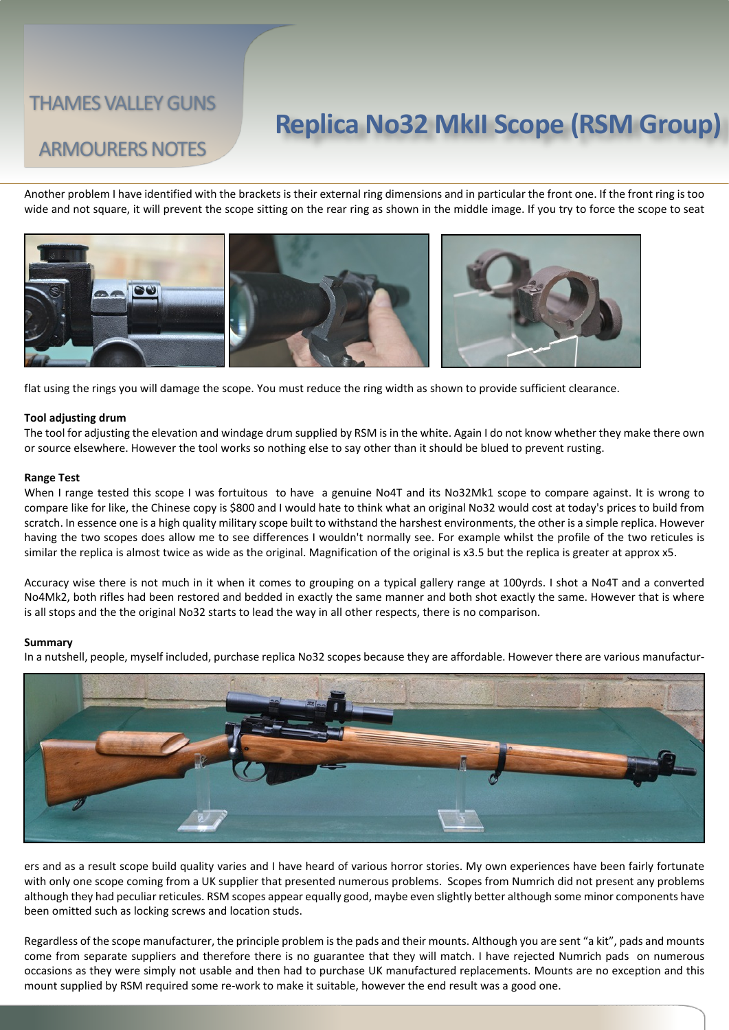Another problem I have identified with the brackets is their external ring dimensions and in particular the front one. If the front ring is too wide and not square, it will prevent the scope sitting on the rear ring as shown in the middle image. If you try to force the scope to seat flat using the rings you will damage the scope. You must reduce the ring width as shown to provide sufficient clearance.

**Tool adjusting drum**

The tool for adjusting the elevation and windage drum supplied by RSM is in the white. Again I do not know whether they make there own or source elsewhere. However the tool works so nothing else to say other than it should be blued to prevent rusting.

**Range Test**

When I range tested this scope I was fortuitous to have a genuine No4T and its No32Mk1 scope to compare against. It is wrong to compare like for like, the Chinese copy is $800 and I would hate to think what an original No32 would cost at today's prices to build from scratch. In essence one is a high quality military scope built to withstand the harshest environments, the other is a simple replica. However having the two scopes does allow me to see differences I wouldn't normally see. For example whilst the profile of the two reticules is similar the replica is almost twice as wide as the original. Magnification of the original is x3.5 but the replica is greater at approx x5.

Accuracy wise there is not much in it when it comes to grouping on a typical gallery range at 100yrds. I shot a No4T and a converted No4Mk2, both rifles had been restored and bedded in exactly the same manner and both shot exactly the same. However that is where is all stops and the the original No32 starts to lead the way in all other respects, there is no comparison.

**Summary**

In a nutshell, people, myself included, purchase replica No32 scopes because they are affordable. However there are various manufacturers and as a result scope build quality varies and I have heard of various horror stories. My own experiences have been fairly fortunate with only one scope coming from a UK supplier that presented numerous problems. Scopes from Numrich did not present any problems although they had peculiar reticules. RSM scopes appear equally good, maybe even slightly better although some minor components have been omitted such as locking screws and location studs.

Regardless of the scope manufacturer, the principle problem is the pads and their mounts. Although you are sent "a kit", pads and mounts come from separate suppliers and therefore there is no guarantee that they will match. I have rejected Numrich pads on numerous occasions as they were simply not usable and then had to purchase UK manufactured replacements. Mounts are no exception and this mount supplied by RSM required some re-work to make it suitable, however the end result was a good one.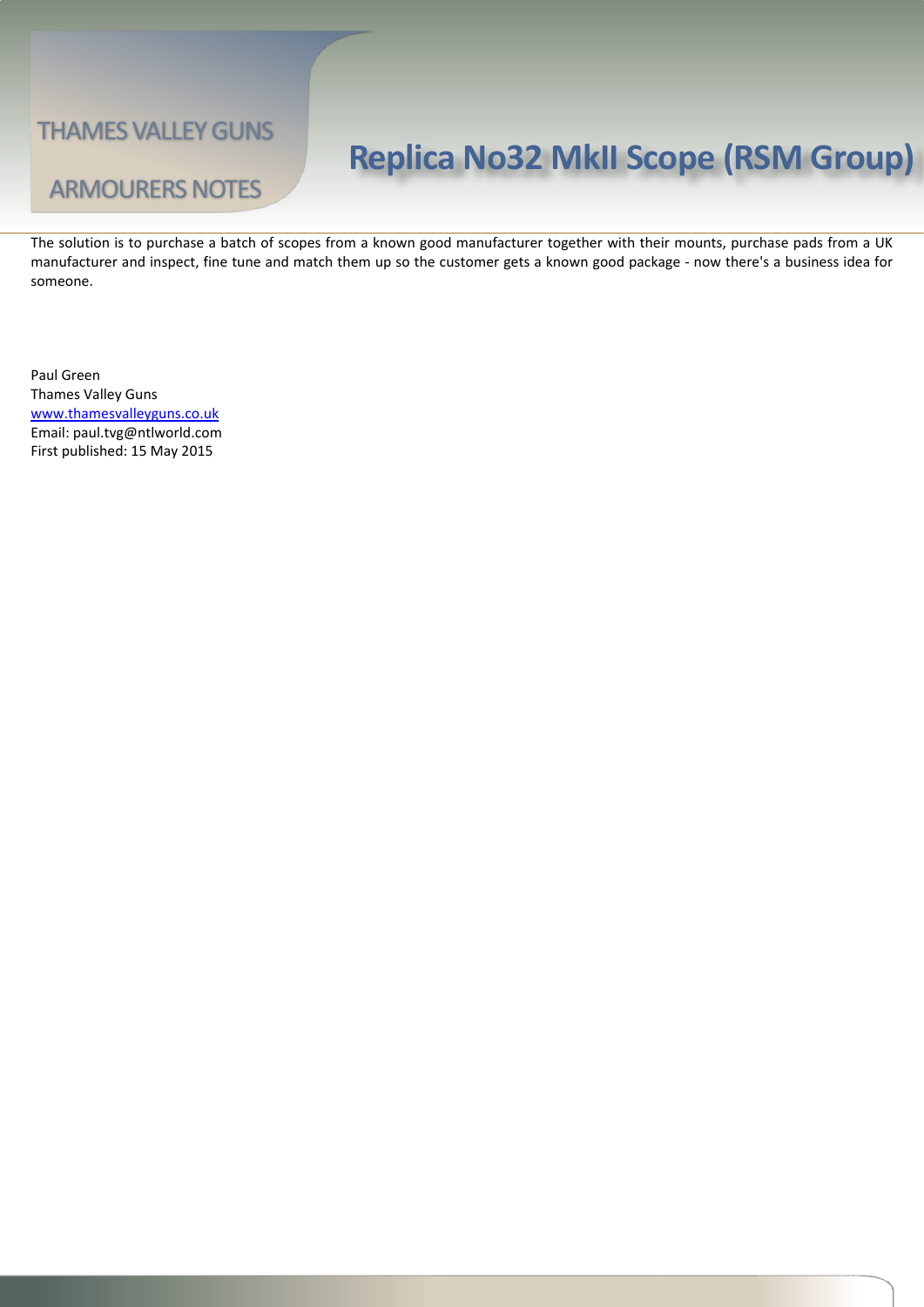The solution is to purchase a batch of scopes from a known good manufacturer together with their mounts, purchase pads from a UK manufacturer and inspect, fine tune and match them up so the customer gets a known good package - now there's a business idea for someone.

Paul Green
Thames Valley Guns
[www.thamesvalleyguns.co.uk](http://www.thamesvalleyguns.co.uk)
Email: paul.tvg@ntlworld.com
First published: 15 May 2015